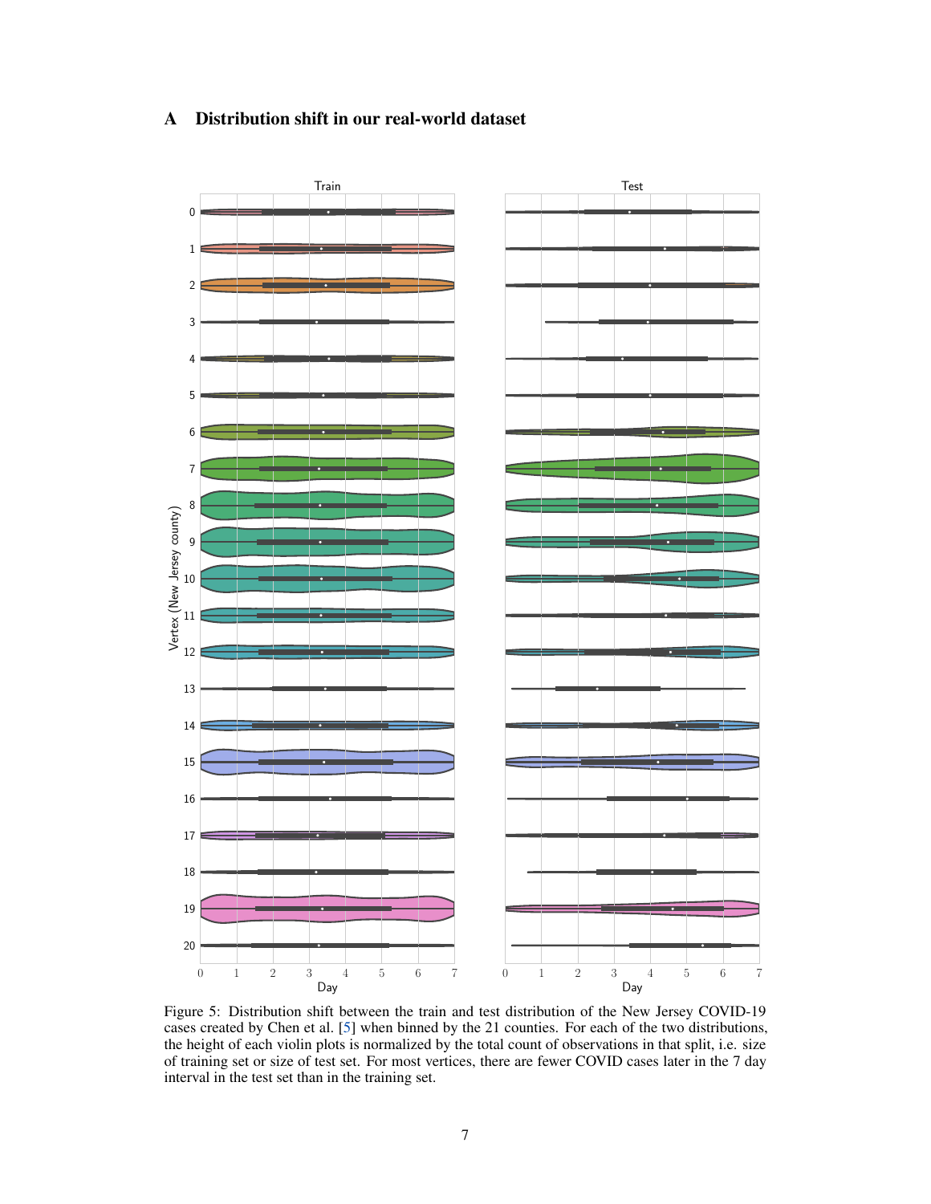## A Distribution shift in our real-world dataset

Figure 5: Distribution shift between the train and test distribution of the New Jersey COVID-19 cases created by Chen et al. [5] when binned by the 21 counties. For each of the two distributions, the height of each violin plots is normalized by the total count of observations in that split, i.e. size of training set or size of test set. For most vertices, there are fewer COVID cases later in the 7 day interval in the test set than in the training set.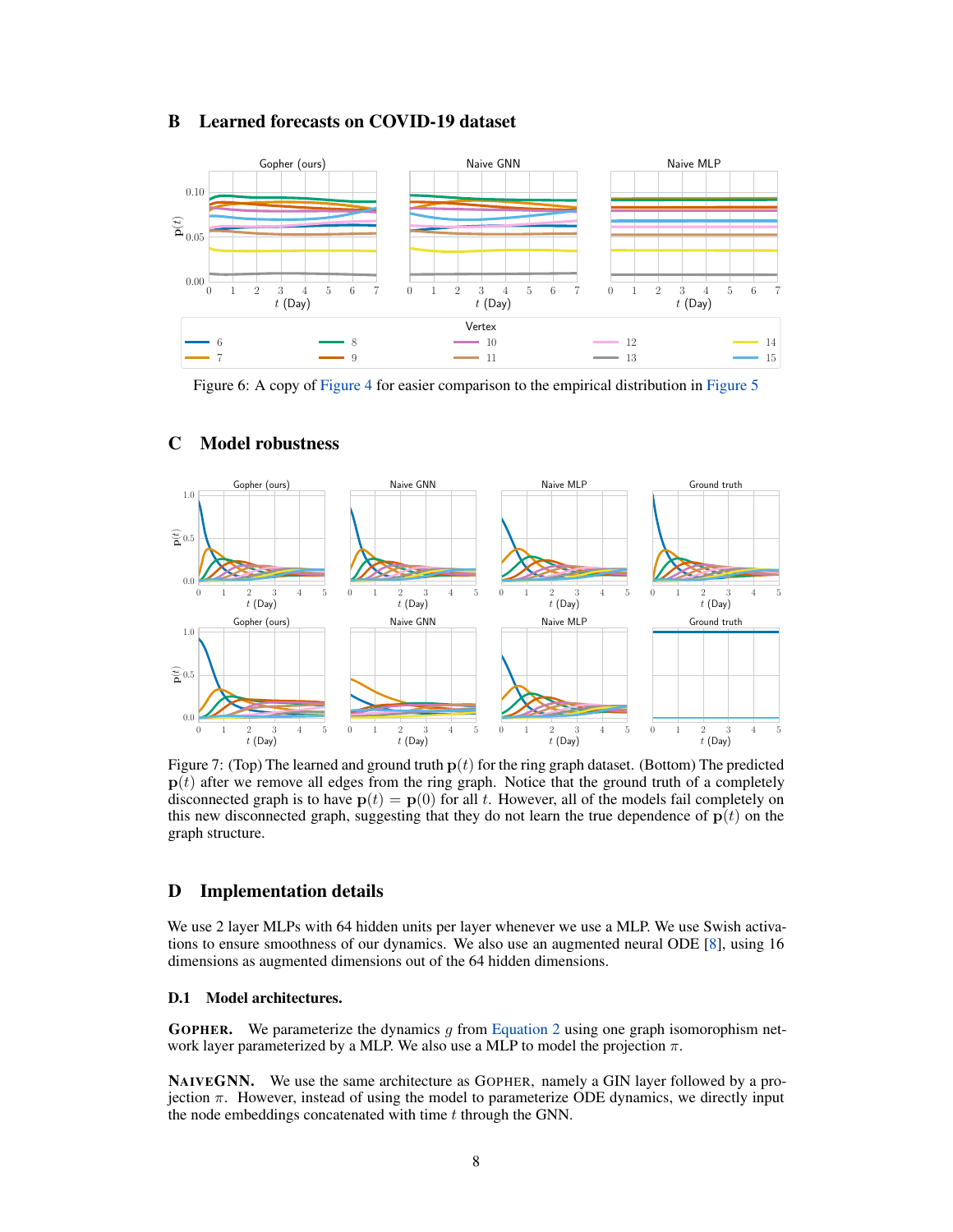## B Learned forecasts on COVID-19 dataset

Figure 6: A copy of Figure 4 for easier comparison to the empirical distribution in Figure 5

## C Model robustness

Figure 7: (Top) The learned and ground truth $\mathbf{p}(t)$ for the ring graph dataset. (Bottom) The predicted $\mathbf{p}(t)$ after we remove all edges from the ring graph. Notice that the ground truth of a completely disconnected graph is to have $\mathbf{p}(t) = \mathbf{p}(0)$ for all $t$. However, all of the models fail completely on this new disconnected graph, suggesting that they do not learn the true dependence of $\mathbf{p}(t)$ on the graph structure.

## D Implementation details

We use 2 layer MLPs with 64 hidden units per layer whenever we use a MLP. We use Swish activations to ensure smoothness of our dynamics. We also use an augmented neural ODE [8], using 16 dimensions as augmented dimensions out of the 64 hidden dimensions.

### D.1 Model architectures.

**GOPHER.** We parameterize the dynamics $g$ from Equation 2 using one graph isomorophism network layer parameterized by a MLP. We also use a MLP to model the projection $\pi$.

**NAIVEGNN.** We use the same architecture as GOPHER, namely a GIN layer followed by a projection $\pi$. However, instead of using the model to parameterize ODE dynamics, we directly input the node embeddings concatenated with time $t$ through the GNN.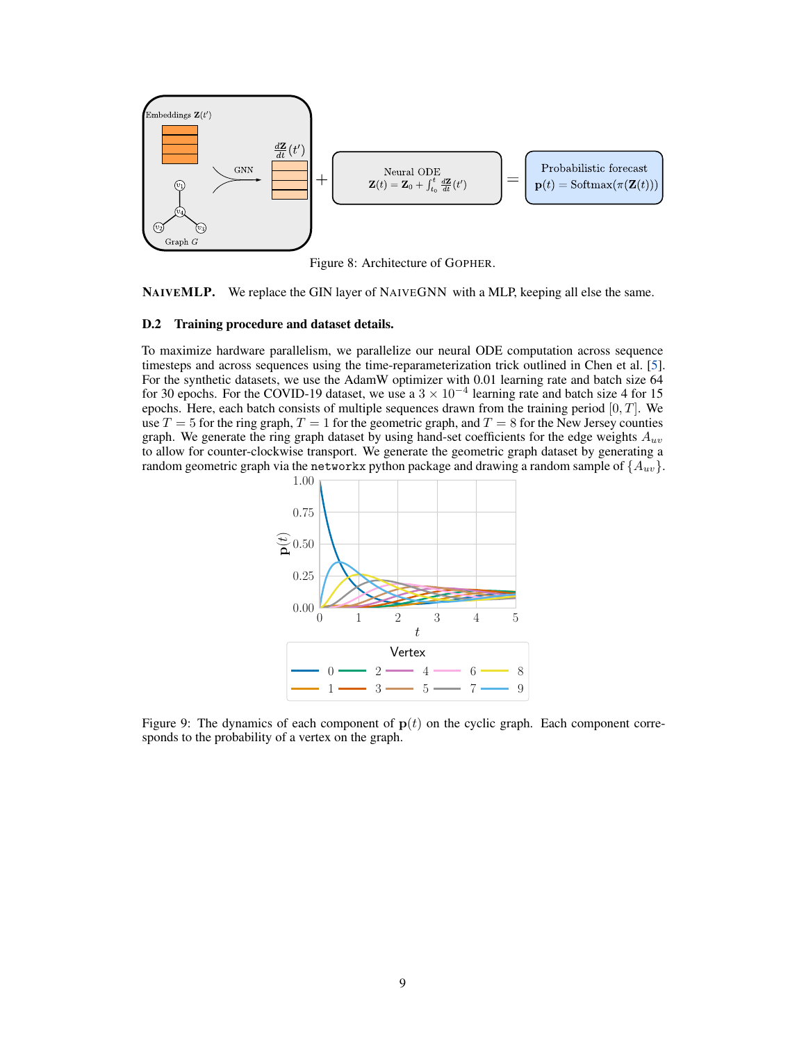Embeddings $\mathbf{Z}(t')$

GNN

$\frac{d\mathbf{Z}}{dt}(t')$

Graph $G$

$v_1$

$v_2$

$v_3$

$v_4$

+

Neural ODE
$\mathbf{Z}(t) = \mathbf{Z}_0 + \int_{t_0}^{t} \frac{d\mathbf{Z}}{dt}(t')$

=

Probabilistic forecast
$\mathbf{p}(t) = \text{Softmax}(\pi(\mathbf{Z}(t)))$

Figure 8: Architecture of GOPHER.

**NAIVEMLP.** We replace the GIN layer of NAIVEGNN with a MLP, keeping all else the same.

### D.2 Training procedure and dataset details.

To maximize hardware parallelism, we parallelize our neural ODE computation across sequence timesteps and across sequences using the time-reparameterization trick outlined in Chen et al. [5]. For the synthetic datasets, we use the AdamW optimizer with 0.01 learning rate and batch size 64 for 30 epochs. For the COVID-19 dataset, we use a $3 \times 10^{-4}$ learning rate and batch size 4 for 15 epochs. Here, each batch consists of multiple sequences drawn from the training period $[0, T]$. We use $T = 5$ for the ring graph, $T = 1$ for the geometric graph, and $T = 8$ for the New Jersey counties graph. We generate the ring graph dataset by using hand-set coefficients for the edge weights $A_{uv}$ to allow for counter-clockwise transport. We generate the geometric graph dataset by generating a random geometric graph via the `networkx` python package and drawing a random sample of $\{A_{uv}\}$.

$\mathbf{p}(t)$

1.00
0.75
0.50
0.25
0.00

0
1
2
3
4
5

$t$

Vertex

0 2 4 6 8
1 3 5 7 9

Figure 9: The dynamics of each component of $\mathbf{p}(t)$ on the cyclic graph. Each component corresponds to the probability of a vertex on the graph.